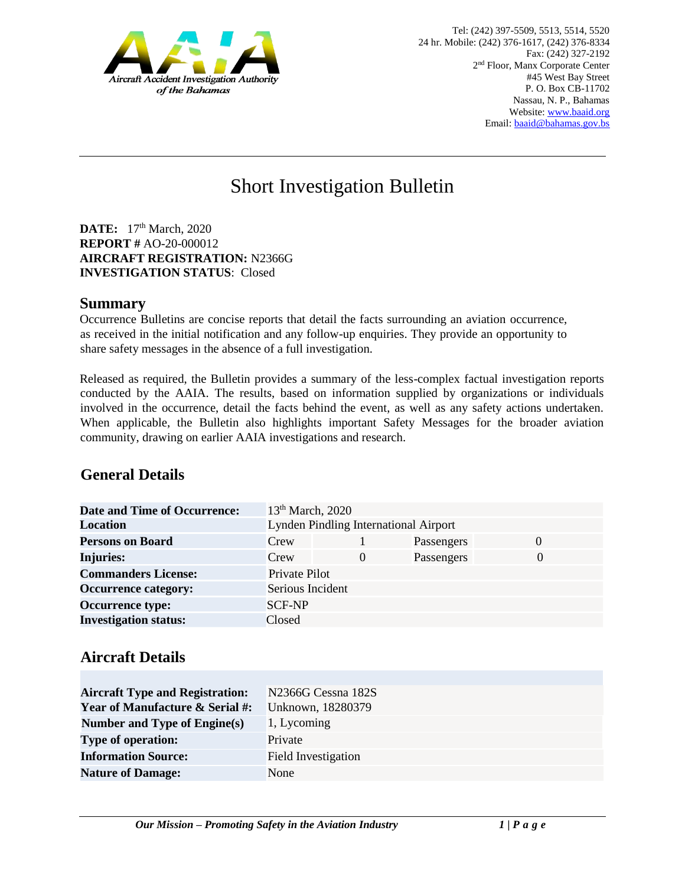Aircraft Accident Investigation Authority of the Bahamas

Tel: (242) 397-5509, 5513, 5514, 5520
24 hr. Mobile: (242) 376-1617, (242) 376-8334
Fax: (242) 327-2192
2nd Floor, Manx Corporate Center
#45 West Bay Street
P. O. Box CB-11702
Nassau, N. P., Bahamas
Website: www.baaid.org
Email: baaid@bahamas.gov.bs

# Short Investigation Bulletin

**DATE:** 17th March, 2020
**REPORT #** AO-20-000012
**AIRCRAFT REGISTRATION:** N2366G
**INVESTIGATION STATUS**: Closed

## Summary

Occurrence Bulletins are concise reports that detail the facts surrounding an aviation occurrence, as received in the initial notification and any follow-up enquiries. They provide an opportunity to share safety messages in the absence of a full investigation.

Released as required, the Bulletin provides a summary of the less-complex factual investigation reports conducted by the AAIA. The results, based on information supplied by organizations or individuals involved in the occurrence, detail the facts behind the event, as well as any safety actions undertaken. When applicable, the Bulletin also highlights important Safety Messages for the broader aviation community, drawing on earlier AAIA investigations and research.

## General Details

| | | | | |
|---|---|---|---|---|
| **Date and Time of Occurrence:** | 13th March, 2020 | | | |
| **Location** | Lynden Pindling International Airport | | | |
| **Persons on Board** | Crew | 1 | Passengers | 0 |
| **Injuries:** | Crew | 0 | Passengers | 0 |
| **Commanders License:** | Private Pilot | | | |
| **Occurrence category:** | Serious Incident | | | |
| **Occurrence type:** | SCF-NP | | | |
| **Investigation status:** | Closed | | | |

## Aircraft Details

| | |
|---|---|
| **Aircraft Type and Registration:** | N2366G Cessna 182S |
| **Year of Manufacture & Serial #:** | Unknown, 18280379 |
| **Number and Type of Engine(s)** | 1, Lycoming |
| **Type of operation:** | Private |
| **Information Source:** | Field Investigation |
| **Nature of Damage:** | None |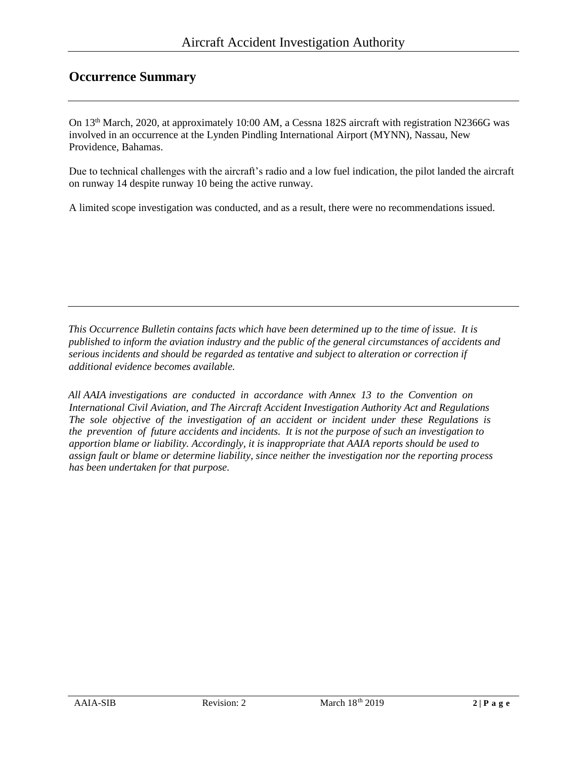## Occurrence Summary

On 13th March, 2020, at approximately 10:00 AM, a Cessna 182S aircraft with registration N2366G was involved in an occurrence at the Lynden Pindling International Airport (MYNN), Nassau, New Providence, Bahamas.

Due to technical challenges with the aircraft's radio and a low fuel indication, the pilot landed the aircraft on runway 14 despite runway 10 being the active runway.

A limited scope investigation was conducted, and as a result, there were no recommendations issued.

*This Occurrence Bulletin contains facts which have been determined up to the time of issue. It is published to inform the aviation industry and the public of the general circumstances of accidents and serious incidents and should be regarded as tentative and subject to alteration or correction if additional evidence becomes available.*

*All AAIA investigations are conducted in accordance with Annex 13 to the Convention on International Civil Aviation, and The Aircraft Accident Investigation Authority Act and Regulations The sole objective of the investigation of an accident or incident under these Regulations is the prevention of future accidents and incidents. It is not the purpose of such an investigation to apportion blame or liability. Accordingly, it is inappropriate that AAIA reports should be used to assign fault or blame or determine liability, since neither the investigation nor the reporting process has been undertaken for that purpose.*